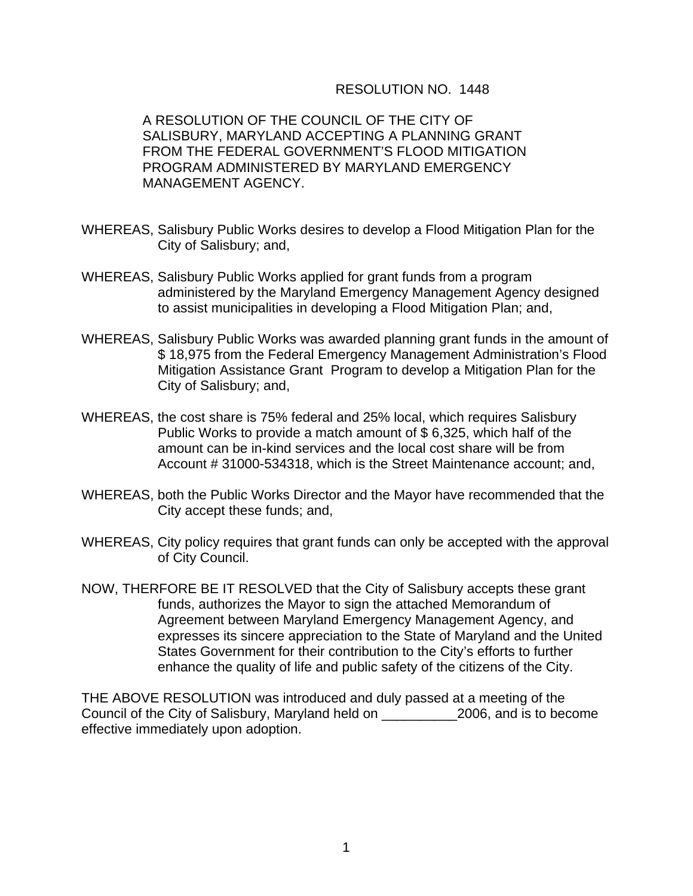RESOLUTION NO. 1448

A RESOLUTION OF THE COUNCIL OF THE CITY OF SALISBURY, MARYLAND ACCEPTING A PLANNING GRANT FROM THE FEDERAL GOVERNMENT'S FLOOD MITIGATION PROGRAM ADMINISTERED BY MARYLAND EMERGENCY MANAGEMENT AGENCY.

WHEREAS, Salisbury Public Works desires to develop a Flood Mitigation Plan for the City of Salisbury; and,

WHEREAS, Salisbury Public Works applied for grant funds from a program administered by the Maryland Emergency Management Agency designed to assist municipalities in developing a Flood Mitigation Plan; and,

WHEREAS, Salisbury Public Works was awarded planning grant funds in the amount of $ 18,975 from the Federal Emergency Management Administration's Flood Mitigation Assistance Grant Program to develop a Mitigation Plan for the City of Salisbury; and,

WHEREAS, the cost share is 75% federal and 25% local, which requires Salisbury Public Works to provide a match amount of $ 6,325, which half of the amount can be in-kind services and the local cost share will be from Account # 31000-534318, which is the Street Maintenance account; and,

WHEREAS, both the Public Works Director and the Mayor have recommended that the City accept these funds; and,

WHEREAS, City policy requires that grant funds can only be accepted with the approval of City Council.

NOW, THERFORE BE IT RESOLVED that the City of Salisbury accepts these grant funds, authorizes the Mayor to sign the attached Memorandum of Agreement between Maryland Emergency Management Agency, and expresses its sincere appreciation to the State of Maryland and the United States Government for their contribution to the City's efforts to further enhance the quality of life and public safety of the citizens of the City.

THE ABOVE RESOLUTION was introduced and duly passed at a meeting of the Council of the City of Salisbury, Maryland held on __________2006, and is to become effective immediately upon adoption.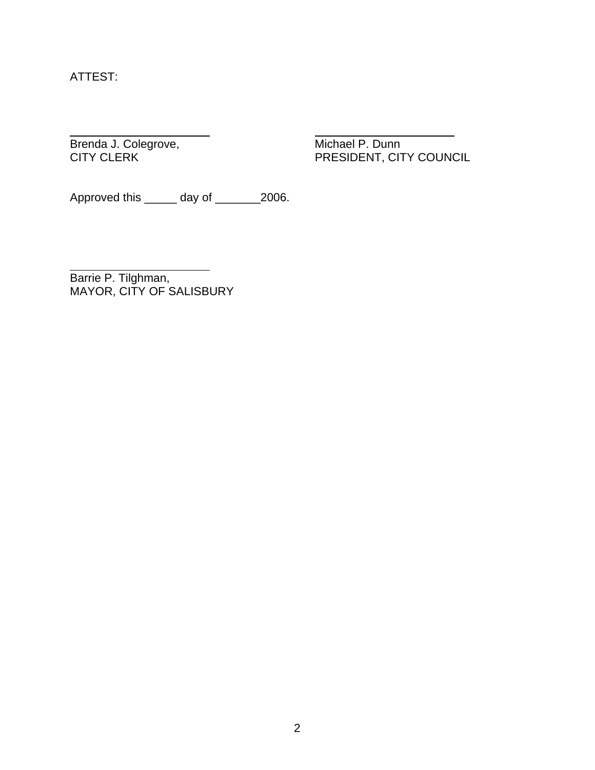ATTEST:

\_\_\_\_\_\_\_\_\_\_\_\_\_\_\_\_\_\_\_\_\_\_\_\_
Brenda J. Colegrove,
CITY CLERK

\_\_\_\_\_\_\_\_\_\_\_\_\_\_\_\_\_\_\_\_\_\_\_\_
Michael P. Dunn
PRESIDENT, CITY COUNCIL

Approved this _____ day of _______2006.

\_\_\_\_\_\_\_\_\_\_\_\_\_\_\_\_\_\_\_\_\_\_\_\_
Barrie P. Tilghman,
MAYOR, CITY OF SALISBURY